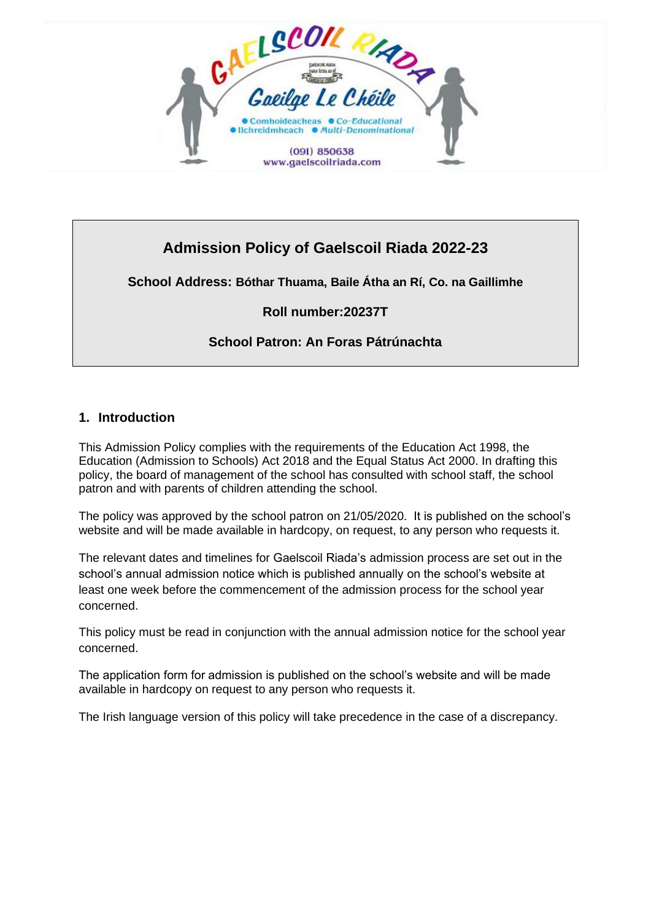# Admission Policy of Gaelscoil Riada 2022-23

**School Address: Bóthar Thuama, Baile Átha an Rí, Co. na Gaillimhe**

**Roll number:20237T**

**School Patron: An Foras Pátrúnachta**

## 1. Introduction

This Admission Policy complies with the requirements of the Education Act 1998, the Education (Admission to Schools) Act 2018 and the Equal Status Act 2000. In drafting this policy, the board of management of the school has consulted with school staff, the school patron and with parents of children attending the school.

The policy was approved by the school patron on 21/05/2020. It is published on the school's website and will be made available in hardcopy, on request, to any person who requests it.

The relevant dates and timelines for Gaelscoil Riada's admission process are set out in the school's annual admission notice which is published annually on the school's website at least one week before the commencement of the admission process for the school year concerned.

This policy must be read in conjunction with the annual admission notice for the school year concerned.

The application form for admission is published on the school's website and will be made available in hardcopy on request to any person who requests it.

The Irish language version of this policy will take precedence in the case of a discrepancy.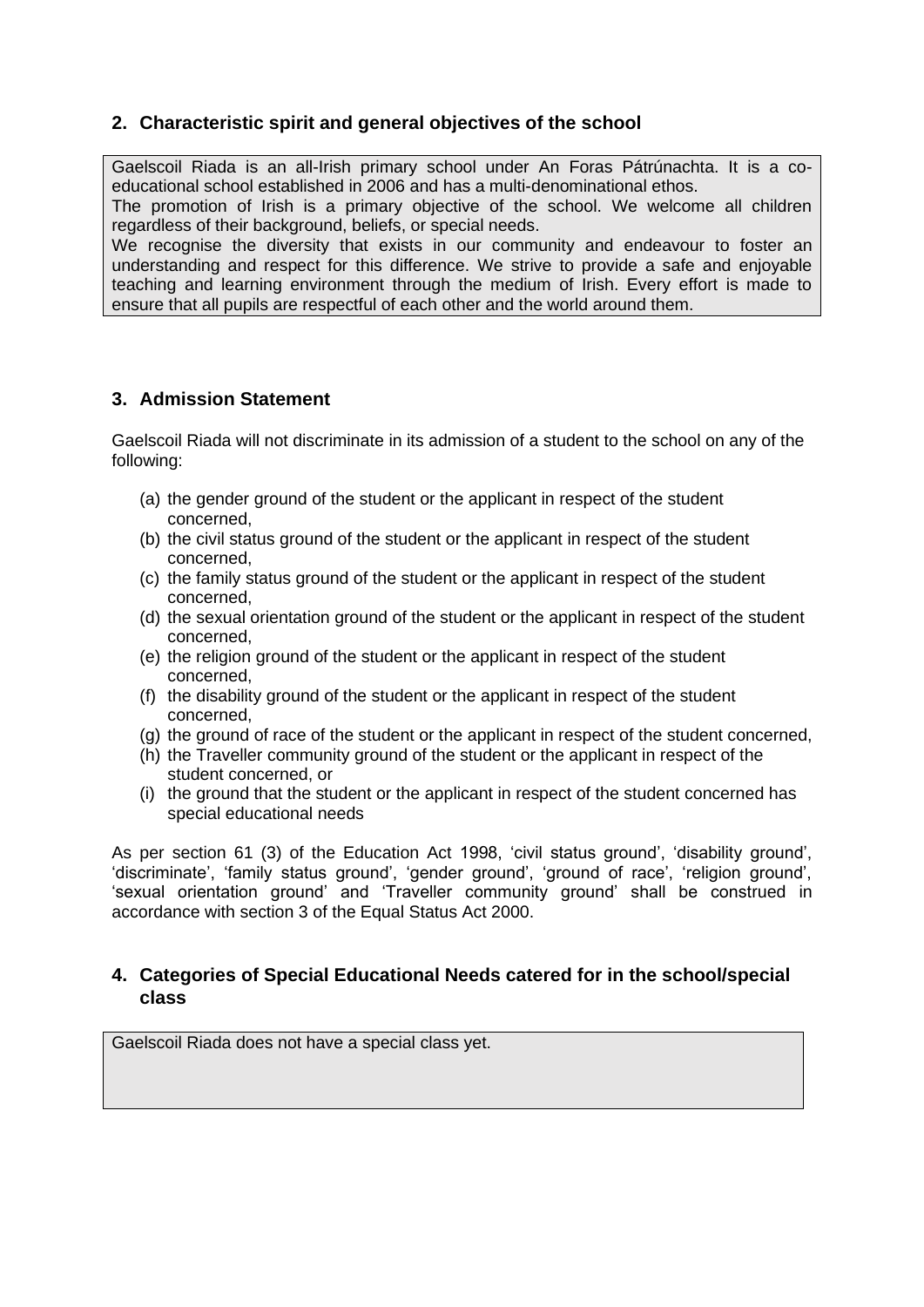## 2. Characteristic spirit and general objectives of the school

Gaelscoil Riada is an all-Irish primary school under An Foras Pátrúnachta. It is a co-educational school established in 2006 and has a multi-denominational ethos.
The promotion of Irish is a primary objective of the school. We welcome all children regardless of their background, beliefs, or special needs.
We recognise the diversity that exists in our community and endeavour to foster an understanding and respect for this difference. We strive to provide a safe and enjoyable teaching and learning environment through the medium of Irish. Every effort is made to ensure that all pupils are respectful of each other and the world around them.

## 3. Admission Statement

Gaelscoil Riada will not discriminate in its admission of a student to the school on any of the following:

(a) the gender ground of the student or the applicant in respect of the student concerned,
(b) the civil status ground of the student or the applicant in respect of the student concerned,
(c) the family status ground of the student or the applicant in respect of the student concerned,
(d) the sexual orientation ground of the student or the applicant in respect of the student concerned,
(e) the religion ground of the student or the applicant in respect of the student concerned,
(f) the disability ground of the student or the applicant in respect of the student concerned,
(g) the ground of race of the student or the applicant in respect of the student concerned,
(h) the Traveller community ground of the student or the applicant in respect of the student concerned, or
(i) the ground that the student or the applicant in respect of the student concerned has special educational needs

As per section 61 (3) of the Education Act 1998, 'civil status ground', 'disability ground', 'discriminate', 'family status ground', 'gender ground', 'ground of race', 'religion ground', 'sexual orientation ground' and 'Traveller community ground' shall be construed in accordance with section 3 of the Equal Status Act 2000.

## 4. Categories of Special Educational Needs catered for in the school/special class

Gaelscoil Riada does not have a special class yet.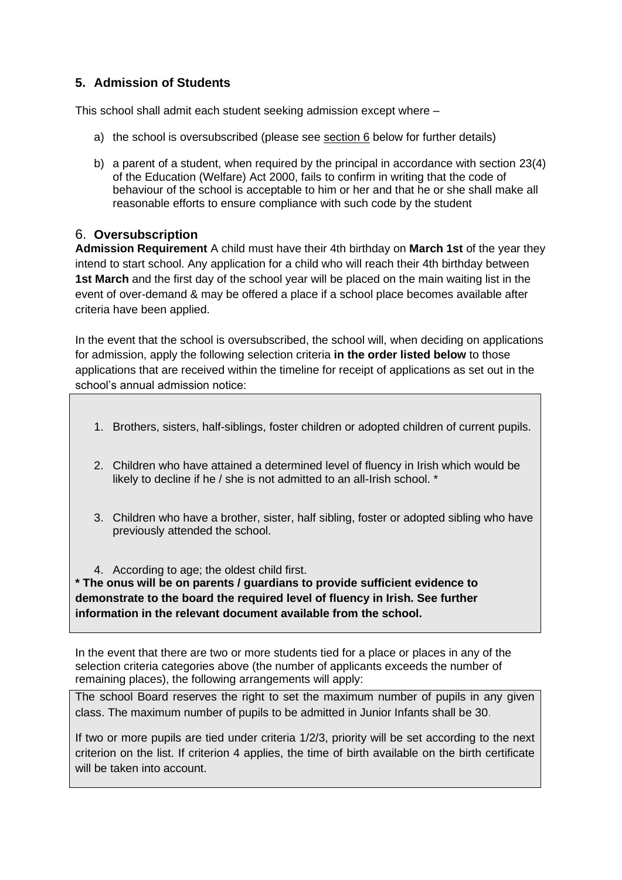## 5. Admission of Students

This school shall admit each student seeking admission except where –

a) the school is oversubscribed (please see section 6 below for further details)

b) a parent of a student, when required by the principal in accordance with section 23(4) of the Education (Welfare) Act 2000, fails to confirm in writing that the code of behaviour of the school is acceptable to him or her and that he or she shall make all reasonable efforts to ensure compliance with such code by the student

## 6. Oversubscription

**Admission Requirement** A child must have their 4th birthday on **March 1st** of the year they intend to start school. Any application for a child who will reach their 4th birthday between **1st March** and the first day of the school year will be placed on the main waiting list in the event of over-demand & may be offered a place if a school place becomes available after criteria have been applied.

In the event that the school is oversubscribed, the school will, when deciding on applications for admission, apply the following selection criteria **in the order listed below** to those applications that are received within the timeline for receipt of applications as set out in the school's annual admission notice:

1. Brothers, sisters, half-siblings, foster children or adopted children of current pupils.
2. Children who have attained a determined level of fluency in Irish which would be likely to decline if he / she is not admitted to an all-Irish school. *
3. Children who have a brother, sister, half sibling, foster or adopted sibling who have previously attended the school.
4. According to age; the oldest child first.

**\* The onus will be on parents / guardians to provide sufficient evidence to demonstrate to the board the required level of fluency in Irish. See further information in the relevant document available from the school.**

In the event that there are two or more students tied for a place or places in any of the selection criteria categories above (the number of applicants exceeds the number of remaining places), the following arrangements will apply:

The school Board reserves the right to set the maximum number of pupils in any given class. The maximum number of pupils to be admitted in Junior Infants shall be 30.

If two or more pupils are tied under criteria 1/2/3, priority will be set according to the next criterion on the list. If criterion 4 applies, the time of birth available on the birth certificate will be taken into account.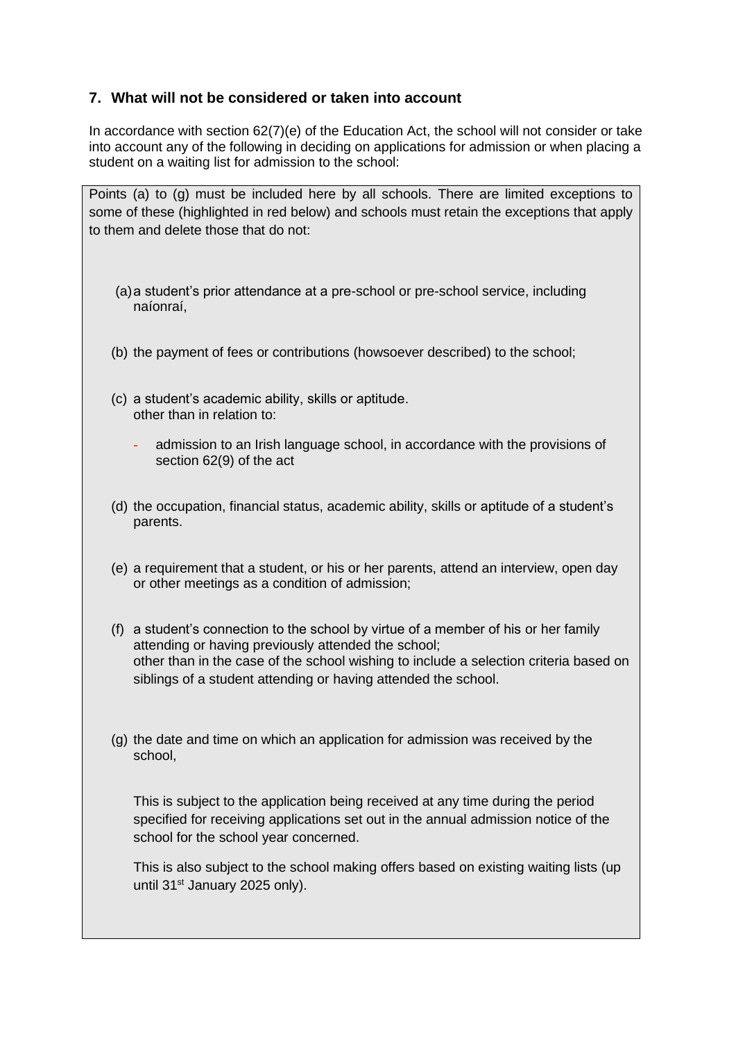## 7. What will not be considered or taken into account

In accordance with section 62(7)(e) of the Education Act, the school will not consider or take into account any of the following in deciding on applications for admission or when placing a student on a waiting list for admission to the school:

Points (a) to (g) must be included here by all schools. There are limited exceptions to some of these (highlighted in red below) and schools must retain the exceptions that apply to them and delete those that do not:

(a) a student's prior attendance at a pre-school or pre-school service, including naíonraí,

(b) the payment of fees or contributions (howsoever described) to the school;

(c) a student's academic ability, skills or aptitude.
other than in relation to:

- admission to an Irish language school, in accordance with the provisions of section 62(9) of the act

(d) the occupation, financial status, academic ability, skills or aptitude of a student's parents.

(e) a requirement that a student, or his or her parents, attend an interview, open day or other meetings as a condition of admission;

(f) a student's connection to the school by virtue of a member of his or her family attending or having previously attended the school;
other than in the case of the school wishing to include a selection criteria based on siblings of a student attending or having attended the school.

(g) the date and time on which an application for admission was received by the school,

This is subject to the application being received at any time during the period specified for receiving applications set out in the annual admission notice of the school for the school year concerned.

This is also subject to the school making offers based on existing waiting lists (up until 31st January 2025 only).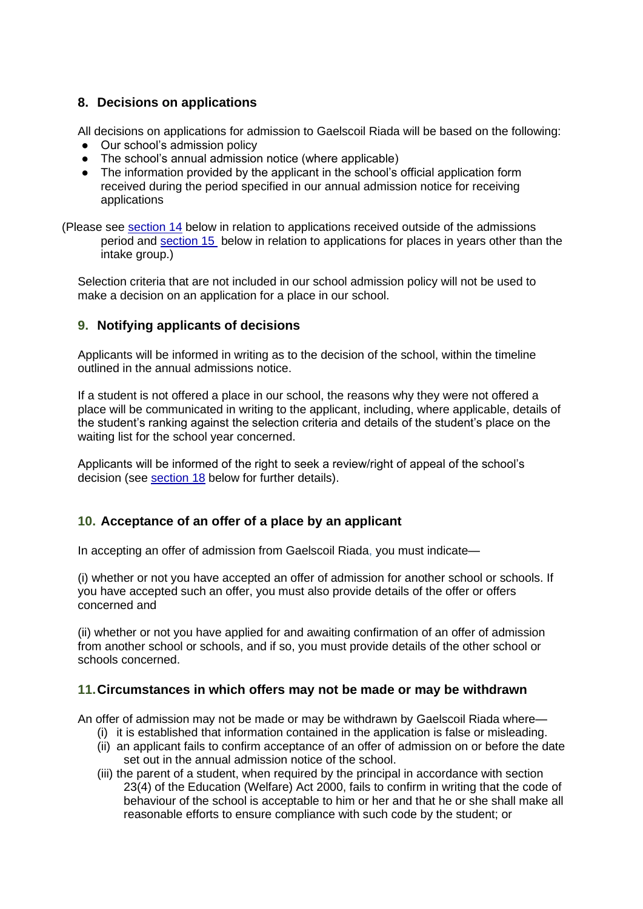## 8. Decisions on applications

All decisions on applications for admission to Gaelscoil Riada will be based on the following:

- Our school's admission policy
- The school's annual admission notice (where applicable)
- The information provided by the applicant in the school's official application form received during the period specified in our annual admission notice for receiving applications

(Please see section 14 below in relation to applications received outside of the admissions period and section 15 below in relation to applications for places in years other than the intake group.)

Selection criteria that are not included in our school admission policy will not be used to make a decision on an application for a place in our school.

## 9. Notifying applicants of decisions

Applicants will be informed in writing as to the decision of the school, within the timeline outlined in the annual admissions notice.

If a student is not offered a place in our school, the reasons why they were not offered a place will be communicated in writing to the applicant, including, where applicable, details of the student's ranking against the selection criteria and details of the student's place on the waiting list for the school year concerned.

Applicants will be informed of the right to seek a review/right of appeal of the school's decision (see section 18 below for further details).

## 10. Acceptance of an offer of a place by an applicant

In accepting an offer of admission from Gaelscoil Riada, you must indicate—

(i) whether or not you have accepted an offer of admission for another school or schools. If you have accepted such an offer, you must also provide details of the offer or offers concerned and

(ii) whether or not you have applied for and awaiting confirmation of an offer of admission from another school or schools, and if so, you must provide details of the other school or schools concerned.

## 11. Circumstances in which offers may not be made or may be withdrawn

An offer of admission may not be made or may be withdrawn by Gaelscoil Riada where—

(i) it is established that information contained in the application is false or misleading.

(ii) an applicant fails to confirm acceptance of an offer of admission on or before the date set out in the annual admission notice of the school.

(iii) the parent of a student, when required by the principal in accordance with section 23(4) of the Education (Welfare) Act 2000, fails to confirm in writing that the code of behaviour of the school is acceptable to him or her and that he or she shall make all reasonable efforts to ensure compliance with such code by the student; or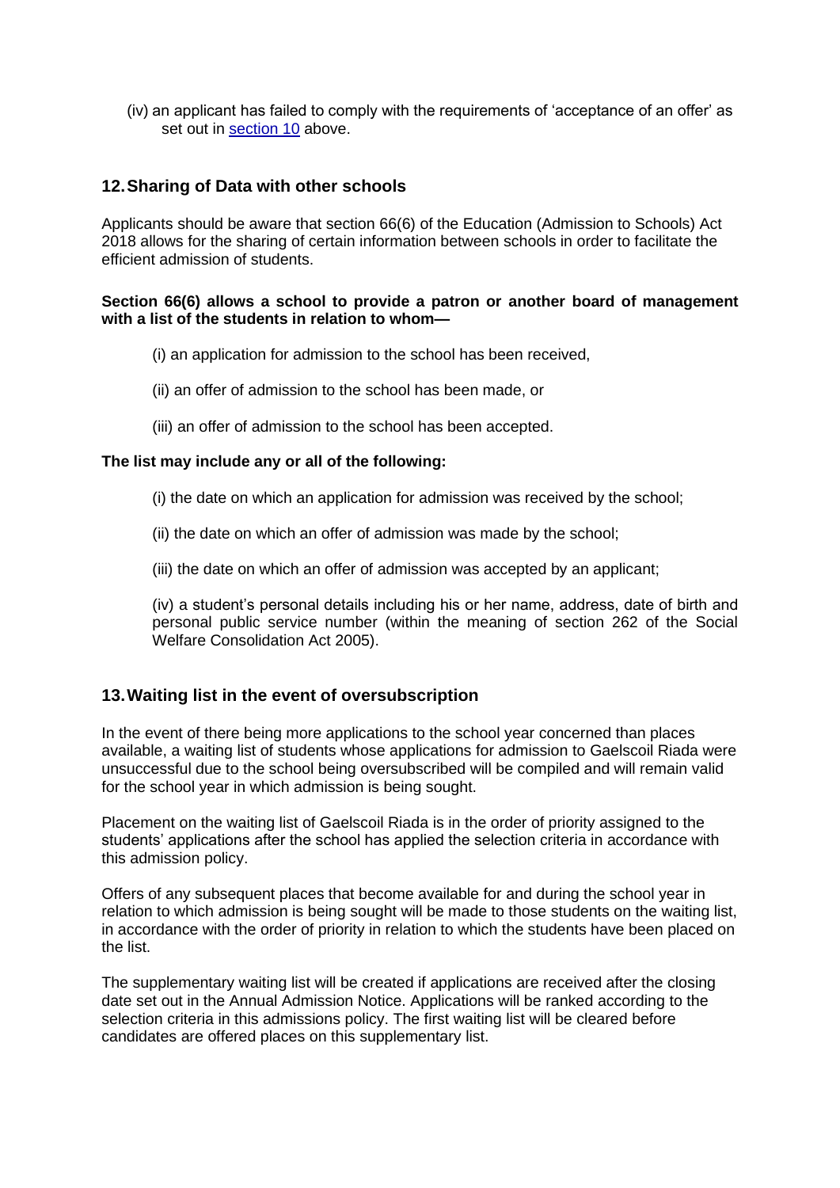(iv) an applicant has failed to comply with the requirements of 'acceptance of an offer' as set out in section 10 above.

## 12. Sharing of Data with other schools

Applicants should be aware that section 66(6) of the Education (Admission to Schools) Act 2018 allows for the sharing of certain information between schools in order to facilitate the efficient admission of students.

**Section 66(6) allows a school to provide a patron or another board of management with a list of the students in relation to whom—**

(i) an application for admission to the school has been received,

(ii) an offer of admission to the school has been made, or

(iii) an offer of admission to the school has been accepted.

**The list may include any or all of the following:**

(i) the date on which an application for admission was received by the school;

(ii) the date on which an offer of admission was made by the school;

(iii) the date on which an offer of admission was accepted by an applicant;

(iv) a student's personal details including his or her name, address, date of birth and personal public service number (within the meaning of section 262 of the Social Welfare Consolidation Act 2005).

## 13. Waiting list in the event of oversubscription

In the event of there being more applications to the school year concerned than places available, a waiting list of students whose applications for admission to Gaelscoil Riada were unsuccessful due to the school being oversubscribed will be compiled and will remain valid for the school year in which admission is being sought.

Placement on the waiting list of Gaelscoil Riada is in the order of priority assigned to the students' applications after the school has applied the selection criteria in accordance with this admission policy.

Offers of any subsequent places that become available for and during the school year in relation to which admission is being sought will be made to those students on the waiting list, in accordance with the order of priority in relation to which the students have been placed on the list.

The supplementary waiting list will be created if applications are received after the closing date set out in the Annual Admission Notice. Applications will be ranked according to the selection criteria in this admissions policy. The first waiting list will be cleared before candidates are offered places on this supplementary list.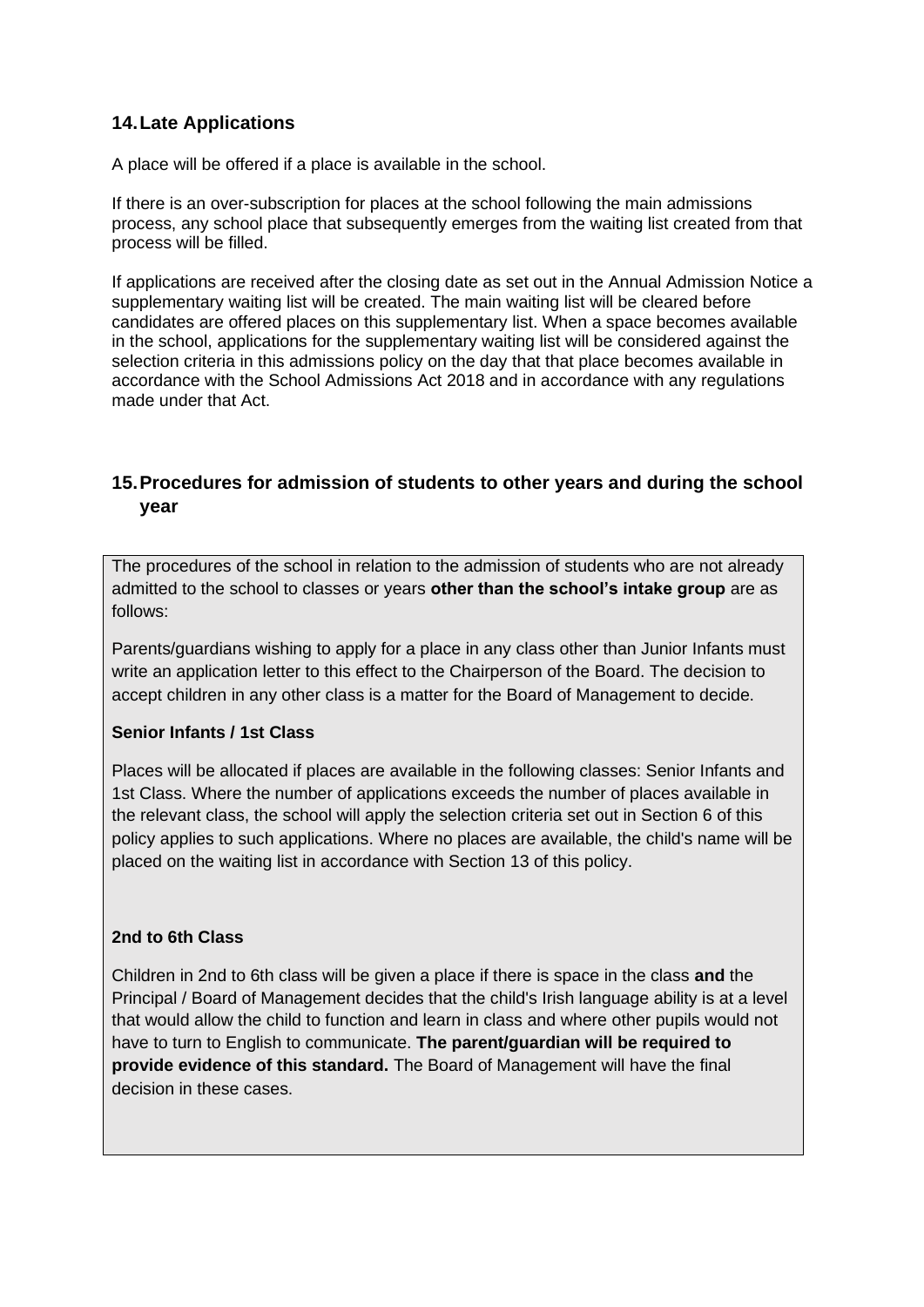## 14. Late Applications

A place will be offered if a place is available in the school.

If there is an over-subscription for places at the school following the main admissions process, any school place that subsequently emerges from the waiting list created from that process will be filled.

If applications are received after the closing date as set out in the Annual Admission Notice a supplementary waiting list will be created. The main waiting list will be cleared before candidates are offered places on this supplementary list. When a space becomes available in the school, applications for the supplementary waiting list will be considered against the selection criteria in this admissions policy on the day that that place becomes available in accordance with the School Admissions Act 2018 and in accordance with any regulations made under that Act.

## 15. Procedures for admission of students to other years and during the school year

The procedures of the school in relation to the admission of students who are not already admitted to the school to classes or years **other than the school's intake group** are as follows:

Parents/guardians wishing to apply for a place in any class other than Junior Infants must write an application letter to this effect to the Chairperson of the Board. The decision to accept children in any other class is a matter for the Board of Management to decide.

**Senior Infants / 1st Class**

Places will be allocated if places are available in the following classes: Senior Infants and 1st Class. Where the number of applications exceeds the number of places available in the relevant class, the school will apply the selection criteria set out in Section 6 of this policy applies to such applications. Where no places are available, the child's name will be placed on the waiting list in accordance with Section 13 of this policy.

**2nd to 6th Class**

Children in 2nd to 6th class will be given a place if there is space in the class **and** the Principal / Board of Management decides that the child's Irish language ability is at a level that would allow the child to function and learn in class and where other pupils would not have to turn to English to communicate. **The parent/guardian will be required to provide evidence of this standard.** The Board of Management will have the final decision in these cases.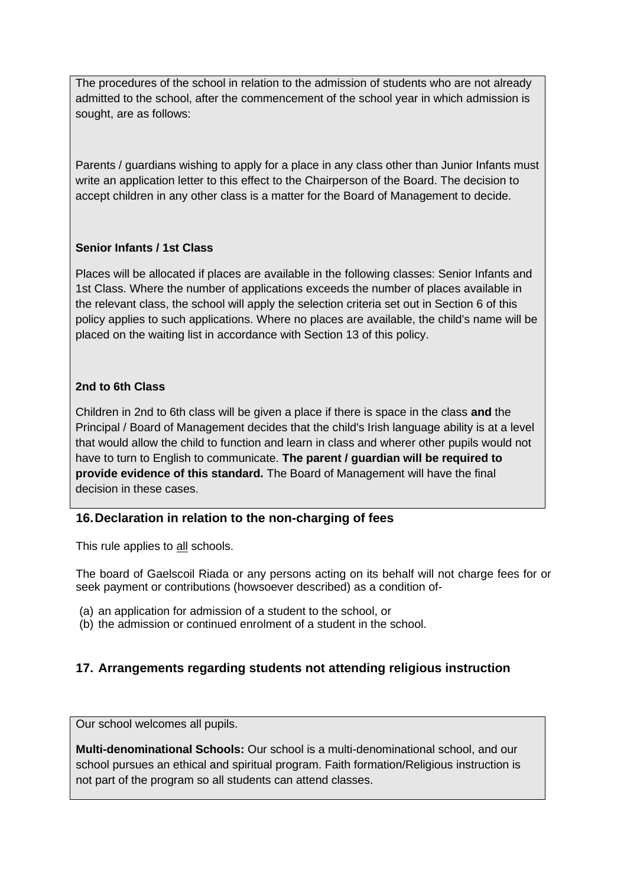The procedures of the school in relation to the admission of students who are not already admitted to the school, after the commencement of the school year in which admission is sought, are as follows:

Parents / guardians wishing to apply for a place in any class other than Junior Infants must write an application letter to this effect to the Chairperson of the Board. The decision to accept children in any other class is a matter for the Board of Management to decide.

**Senior Infants / 1st Class**

Places will be allocated if places are available in the following classes: Senior Infants and 1st Class. Where the number of applications exceeds the number of places available in the relevant class, the school will apply the selection criteria set out in Section 6 of this policy applies to such applications. Where no places are available, the child's name will be placed on the waiting list in accordance with Section 13 of this policy.

**2nd to 6th Class**

Children in 2nd to 6th class will be given a place if there is space in the class **and** the Principal / Board of Management decides that the child's Irish language ability is at a level that would allow the child to function and learn in class and wherer other pupils would not have to turn to English to communicate. **The parent / guardian will be required to provide evidence of this standard.** The Board of Management will have the final decision in these cases.

## 16. Declaration in relation to the non-charging of fees

This rule applies to all schools.

The board of Gaelscoil Riada or any persons acting on its behalf will not charge fees for or seek payment or contributions (howsoever described) as a condition of-

(a) an application for admission of a student to the school, or
(b) the admission or continued enrolment of a student in the school.

## 17. Arrangements regarding students not attending religious instruction

Our school welcomes all pupils.

**Multi-denominational Schools:** Our school is a multi-denominational school, and our school pursues an ethical and spiritual program. Faith formation/Religious instruction is not part of the program so all students can attend classes.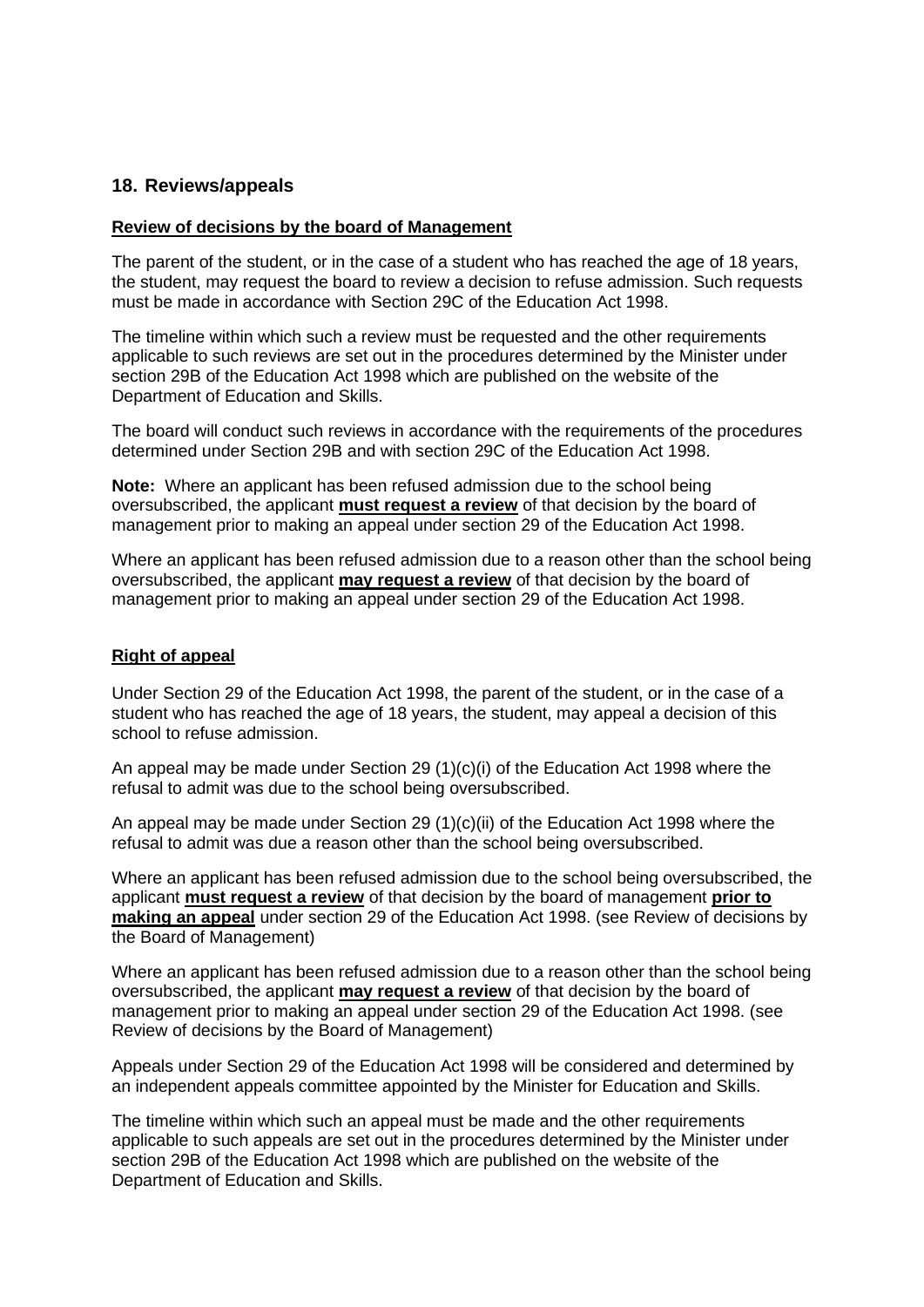## 18. Reviews/appeals

**Review of decisions by the board of Management**

The parent of the student, or in the case of a student who has reached the age of 18 years, the student, may request the board to review a decision to refuse admission. Such requests must be made in accordance with Section 29C of the Education Act 1998.

The timeline within which such a review must be requested and the other requirements applicable to such reviews are set out in the procedures determined by the Minister under section 29B of the Education Act 1998 which are published on the website of the Department of Education and Skills.

The board will conduct such reviews in accordance with the requirements of the procedures determined under Section 29B and with section 29C of the Education Act 1998.

**Note:** Where an applicant has been refused admission due to the school being oversubscribed, the applicant **must request a review** of that decision by the board of management prior to making an appeal under section 29 of the Education Act 1998.

Where an applicant has been refused admission due to a reason other than the school being oversubscribed, the applicant **may request a review** of that decision by the board of management prior to making an appeal under section 29 of the Education Act 1998.

**Right of appeal**

Under Section 29 of the Education Act 1998, the parent of the student, or in the case of a student who has reached the age of 18 years, the student, may appeal a decision of this school to refuse admission.

An appeal may be made under Section 29 (1)(c)(i) of the Education Act 1998 where the refusal to admit was due to the school being oversubscribed.

An appeal may be made under Section 29 (1)(c)(ii) of the Education Act 1998 where the refusal to admit was due a reason other than the school being oversubscribed.

Where an applicant has been refused admission due to the school being oversubscribed, the applicant **must request a review** of that decision by the board of management **prior to making an appeal** under section 29 of the Education Act 1998. (see Review of decisions by the Board of Management)

Where an applicant has been refused admission due to a reason other than the school being oversubscribed, the applicant **may request a review** of that decision by the board of management prior to making an appeal under section 29 of the Education Act 1998. (see Review of decisions by the Board of Management)

Appeals under Section 29 of the Education Act 1998 will be considered and determined by an independent appeals committee appointed by the Minister for Education and Skills.

The timeline within which such an appeal must be made and the other requirements applicable to such appeals are set out in the procedures determined by the Minister under section 29B of the Education Act 1998 which are published on the website of the Department of Education and Skills.